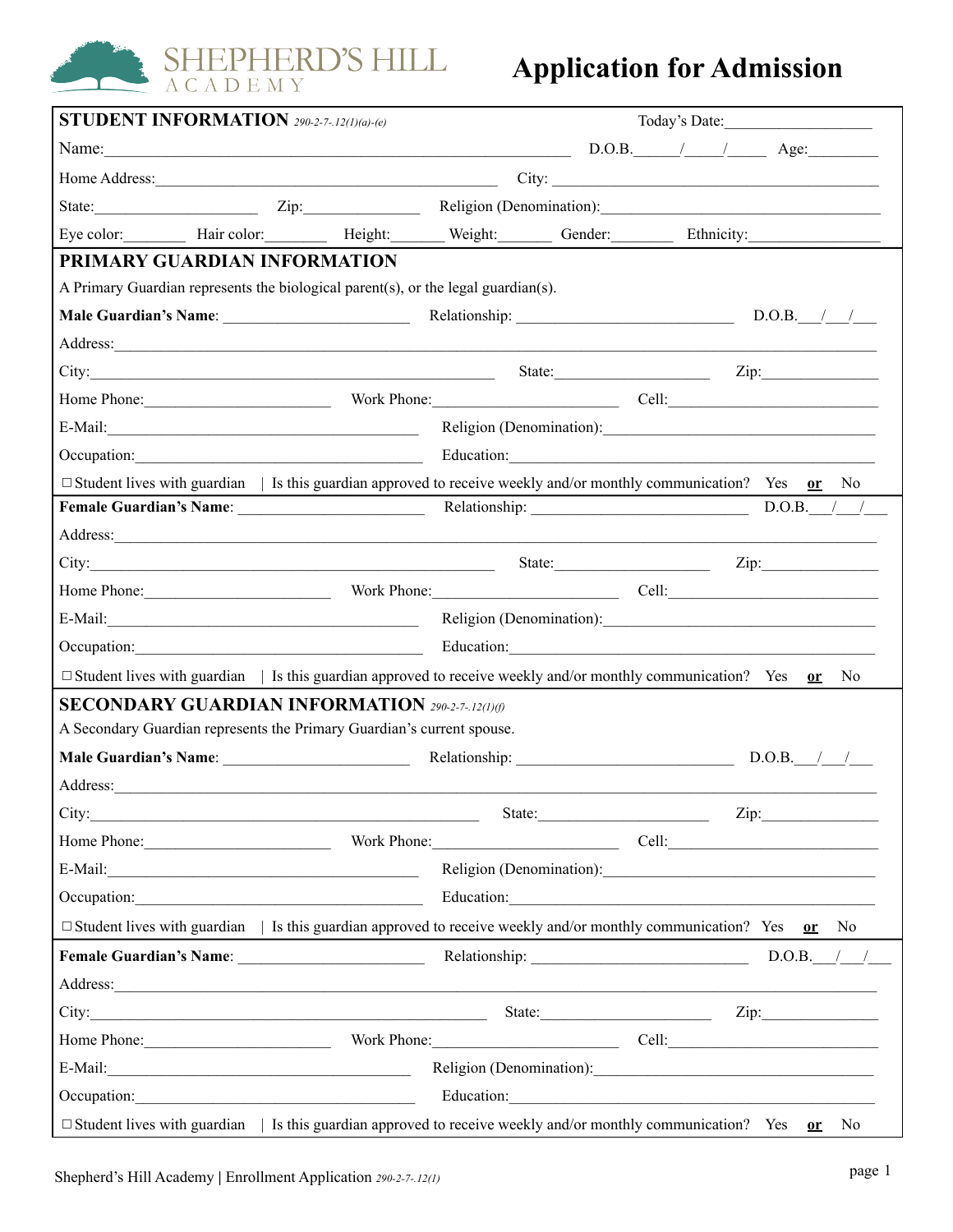# Application for Admission

SHEPHERD'S HILL ACADEMY

## STUDENT INFORMATION *290-2-7-.12(1)(a)-(e)*

Today's Date:__________________

Name:________________________________________ D.O.B.____/____/____ Age:________

Home Address:______________________________ City: ______________________________

State:__________________ Zip:______________ Religion (Denomination):______________________________

Eye color:________ Hair color:________ Height:_______ Weight:_______ Gender:________ Ethnicity:________________

## PRIMARY GUARDIAN INFORMATION

A Primary Guardian represents the biological parent(s), or the legal guardian(s).

**Male Guardian's Name**: ______________________ Relationship: __________________________ D.O.B.___/___/___

Address:__________________________________________________________________________

City:____________________________________________ State:__________________ Zip:______________

Home Phone:______________________ Work Phone:______________________ Cell:__________________________

E-Mail:____________________________________ Religion (Denomination):______________________________

Occupation:__________________________________ Education:__________________________________________

☐ Student lives with guardian | Is this guardian approved to receive weekly and/or monthly communication? Yes **or** No

**Female Guardian's Name**: ______________________ Relationship: __________________________ D.O.B.___/___/___

Address:__________________________________________________________________________

City:____________________________________________ State:__________________ Zip:______________

Home Phone:______________________ Work Phone:______________________ Cell:__________________________

E-Mail:____________________________________ Religion (Denomination):______________________________

Occupation:__________________________________ Education:__________________________________________

☐ Student lives with guardian | Is this guardian approved to receive weekly and/or monthly communication? Yes **or** No

## SECONDARY GUARDIAN INFORMATION *290-2-7-.12(1)(f)*

A Secondary Guardian represents the Primary Guardian's current spouse.

**Male Guardian's Name**: ______________________ Relationship: __________________________ D.O.B.___/___/___

Address:__________________________________________________________________________

City:____________________________________________ State:__________________ Zip:______________

Home Phone:______________________ Work Phone:______________________ Cell:__________________________

E-Mail:____________________________________ Religion (Denomination):______________________________

Occupation:__________________________________ Education:__________________________________________

☐ Student lives with guardian | Is this guardian approved to receive weekly and/or monthly communication? Yes **or** No

**Female Guardian's Name**: ______________________ Relationship: __________________________ D.O.B.___/___/___

Address:__________________________________________________________________________

City:____________________________________________ State:__________________ Zip:______________

Home Phone:______________________ Work Phone:______________________ Cell:__________________________

E-Mail:____________________________________ Religion (Denomination):______________________________

Occupation:__________________________________ Education:__________________________________________

☐ Student lives with guardian | Is this guardian approved to receive weekly and/or monthly communication? Yes **or** No

Shepherd's Hill Academy | Enrollment Application *290-2-7-.12(1)*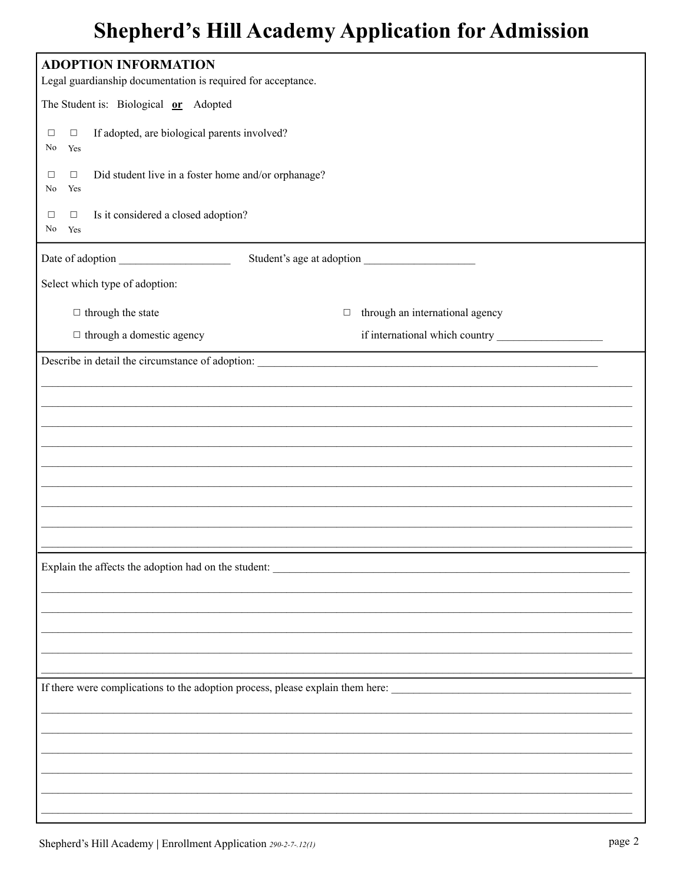# Shepherd's Hill Academy Application for Admission

## ADOPTION INFORMATION

Legal guardianship documentation is required for acceptance.

The Student is: Biological **or** Adopted

| No | Yes | |
|---|---|---|
| ☐ | ☐ | If adopted, are biological parents involved? |
| ☐ | ☐ | Did student live in a foster home and/or orphanage? |
| ☐ | ☐ | Is it considered a closed adoption? |

Date of adoption ____________________ Student's age at adoption ____________________

Select which type of adoption:

☐ through the state

☐ through a domestic agency

☐ through an international agency

if international which country ___________________

Describe in detail the circumstance of adoption: ______________________________________________________________

_______________________________________________________________________________________________

_______________________________________________________________________________________________

_______________________________________________________________________________________________

_______________________________________________________________________________________________

_______________________________________________________________________________________________

_______________________________________________________________________________________________

_______________________________________________________________________________________________

_______________________________________________________________________________________________

_______________________________________________________________________________________________

Explain the affects the adoption had on the student: __________________________________________________________

_______________________________________________________________________________________________

_______________________________________________________________________________________________

_______________________________________________________________________________________________

_______________________________________________________________________________________________

_______________________________________________________________________________________________

If there were complications to the adoption process, please explain them here: ____________________________________

_______________________________________________________________________________________________

_______________________________________________________________________________________________

_______________________________________________________________________________________________

_______________________________________________________________________________________________

_______________________________________________________________________________________________

_______________________________________________________________________________________________

Shepherd's Hill Academy | Enrollment Application *290-2-7-.12(1)*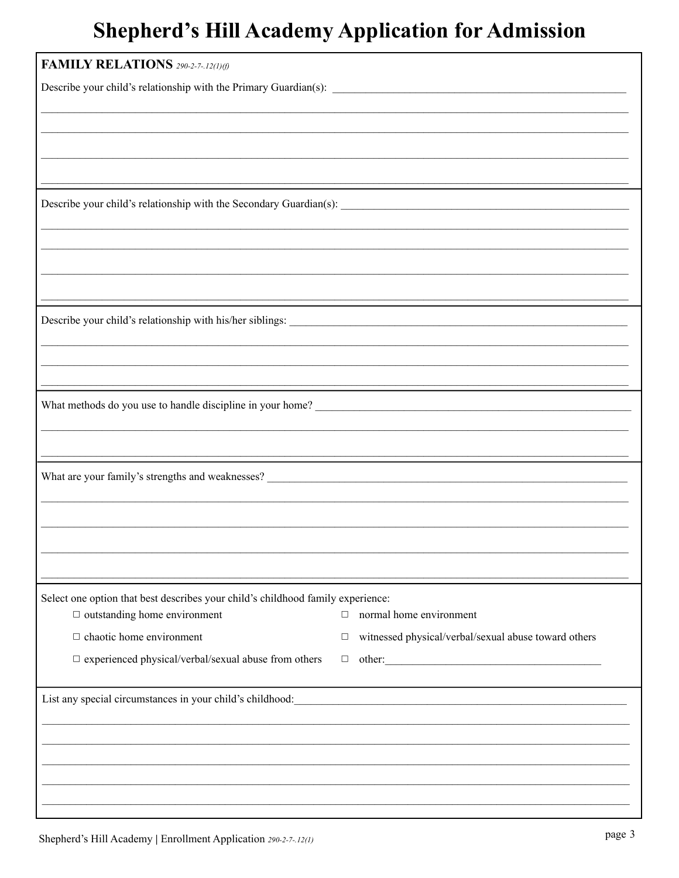# Shepherd's Hill Academy Application for Admission

**FAMILY RELATIONS** *290-2-7-.12(1)(f)*

Describe your child's relationship with the Primary Guardian(s): ______________________________

______________________________

______________________________

______________________________

______________________________

Describe your child's relationship with the Secondary Guardian(s): ______________________________

______________________________

______________________________

______________________________

______________________________

Describe your child's relationship with his/her siblings: ______________________________

______________________________

______________________________

______________________________

What methods do you use to handle discipline in your home? ______________________________

______________________________

______________________________

What are your family's strengths and weaknesses? ______________________________

______________________________

______________________________

______________________________

______________________________

Select one option that best describes your child's childhood family experience:

- ☐ outstanding home environment
- ☐ normal home environment
- ☐ chaotic home environment
- ☐ witnessed physical/verbal/sexual abuse toward others
- ☐ experienced physical/verbal/sexual abuse from others
- ☐ other:______________________________

List any special circumstances in your child's childhood:______________________________

______________________________

______________________________

______________________________

______________________________

______________________________

Shepherd's Hill Academy | Enrollment Application *290-2-7-.12(1)*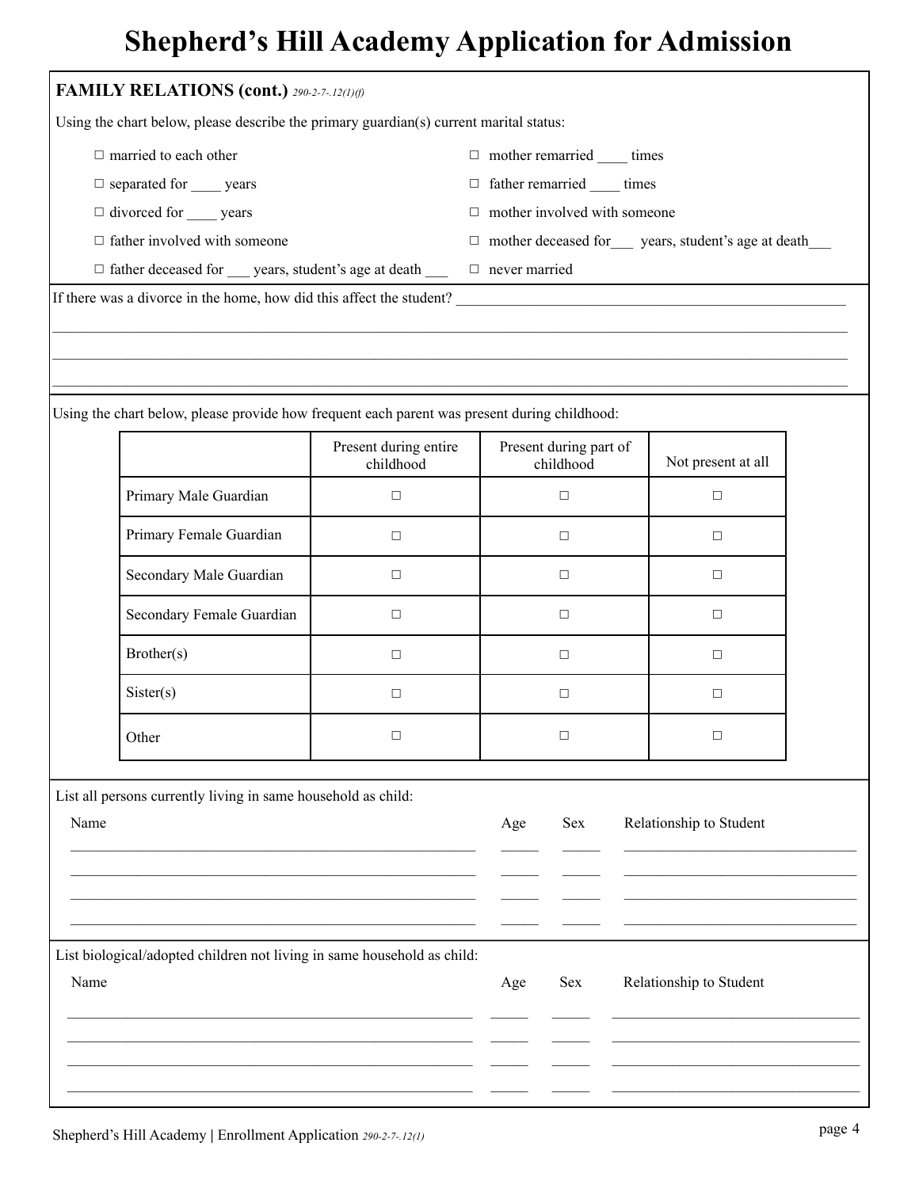# Shepherd's Hill Academy Application for Admission

**FAMILY RELATIONS (cont.)** *290-2-7-.12(1)(f)*

Using the chart below, please describe the primary guardian(s) current marital status:

- ☐ married to each other
- ☐ separated for ____ years
- ☐ divorced for ____ years
- ☐ father involved with someone
- ☐ father deceased for ___ years, student's age at death ___
- ☐ mother remarried ____ times
- ☐ father remarried ____ times
- ☐ mother involved with someone
- ☐ mother deceased for___ years, student's age at death___
- ☐ never married

If there was a divorce in the home, how did this affect the student? ____________________________________________

______________________________________________________________________________________

______________________________________________________________________________________

______________________________________________________________________________________

Using the chart below, please provide how frequent each parent was present during childhood:

| | Present during entire childhood | Present during part of childhood | Not present at all |
|---|---|---|---|
| Primary Male Guardian | ☐ | ☐ | ☐ |
| Primary Female Guardian | ☐ | ☐ | ☐ |
| Secondary Male Guardian | ☐ | ☐ | ☐ |
| Secondary Female Guardian | ☐ | ☐ | ☐ |
| Brother(s) | ☐ | ☐ | ☐ |
| Sister(s) | ☐ | ☐ | ☐ |
| Other | ☐ | ☐ | ☐ |

List all persons currently living in same household as child:

| Name | Age | Sex | Relationship to Student |
|---|---|---|---|
| | | | |
| | | | |
| | | | |
| | | | |

List biological/adopted children not living in same household as child:

| Name | Age | Sex | Relationship to Student |
|---|---|---|---|
| | | | |
| | | | |
| | | | |
| | | | |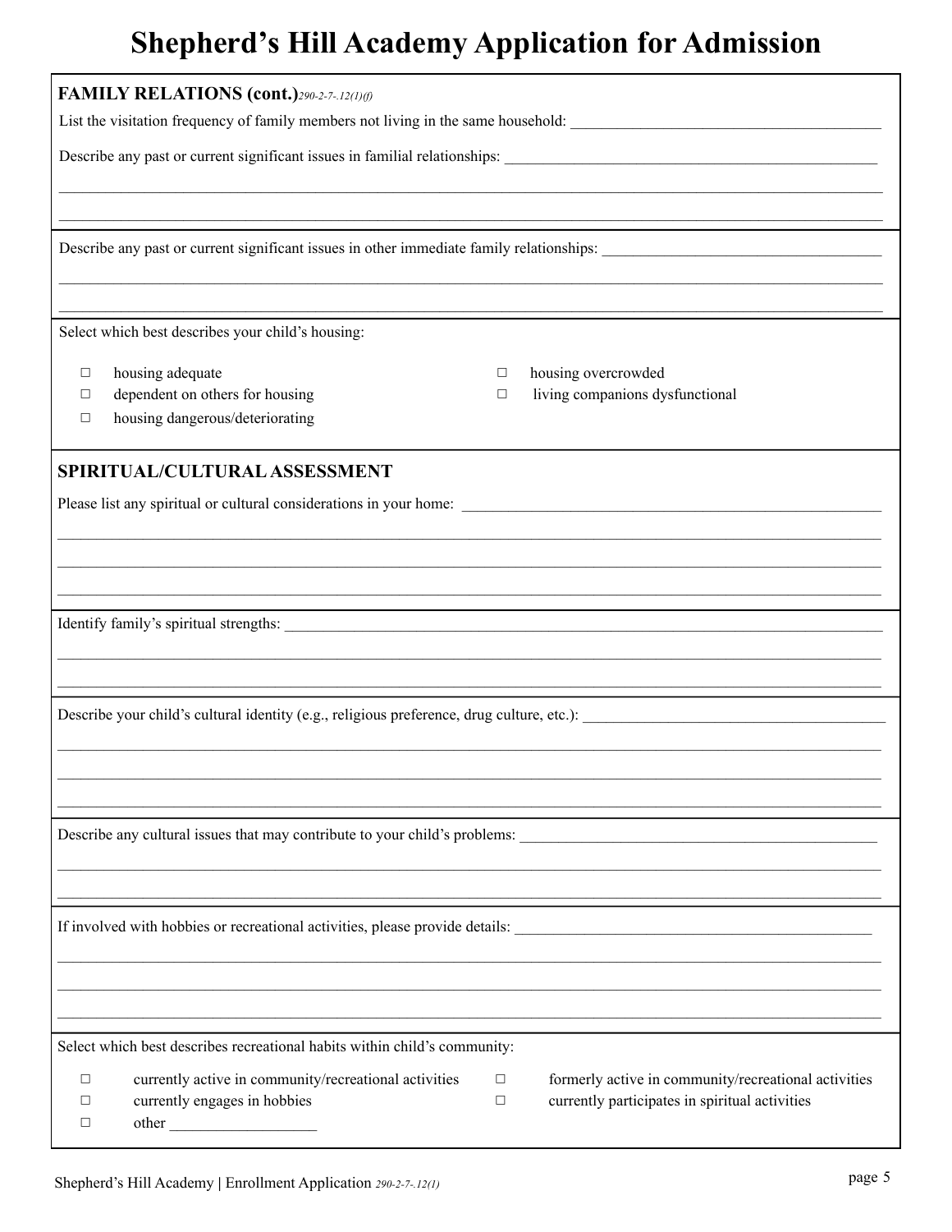# Shepherd's Hill Academy Application for Admission

## FAMILY RELATIONS (cont.) *290-2-7-.12(1)(f)*

List the visitation frequency of family members not living in the same household: ________________________________________

Describe any past or current significant issues in familial relationships: ________________________________________

________________________________________________________________________________

________________________________________________________________________________

Describe any past or current significant issues in other immediate family relationships: ________________________________________

________________________________________________________________________________

________________________________________________________________________________

Select which best describes your child's housing:

- □ housing adequate
- □ dependent on others for housing
- □ housing dangerous/deteriorating
- □ housing overcrowded
- □ living companions dysfunctional

## SPIRITUAL/CULTURAL ASSESSMENT

Please list any spiritual or cultural considerations in your home: ________________________________________

________________________________________________________________________________

________________________________________________________________________________

________________________________________________________________________________

Identify family's spiritual strengths: ________________________________________

________________________________________________________________________________

________________________________________________________________________________

Describe your child's cultural identity (e.g., religious preference, drug culture, etc.): ________________________________________

________________________________________________________________________________

________________________________________________________________________________

________________________________________________________________________________

Describe any cultural issues that may contribute to your child's problems: ________________________________________

________________________________________________________________________________

________________________________________________________________________________

If involved with hobbies or recreational activities, please provide details: ________________________________________

________________________________________________________________________________

________________________________________________________________________________

________________________________________________________________________________

Select which best describes recreational habits within child's community:

- □ currently active in community/recreational activities
- □ currently engages in hobbies
- □ other ___________________
- □ formerly active in community/recreational activities
- □ currently participates in spiritual activities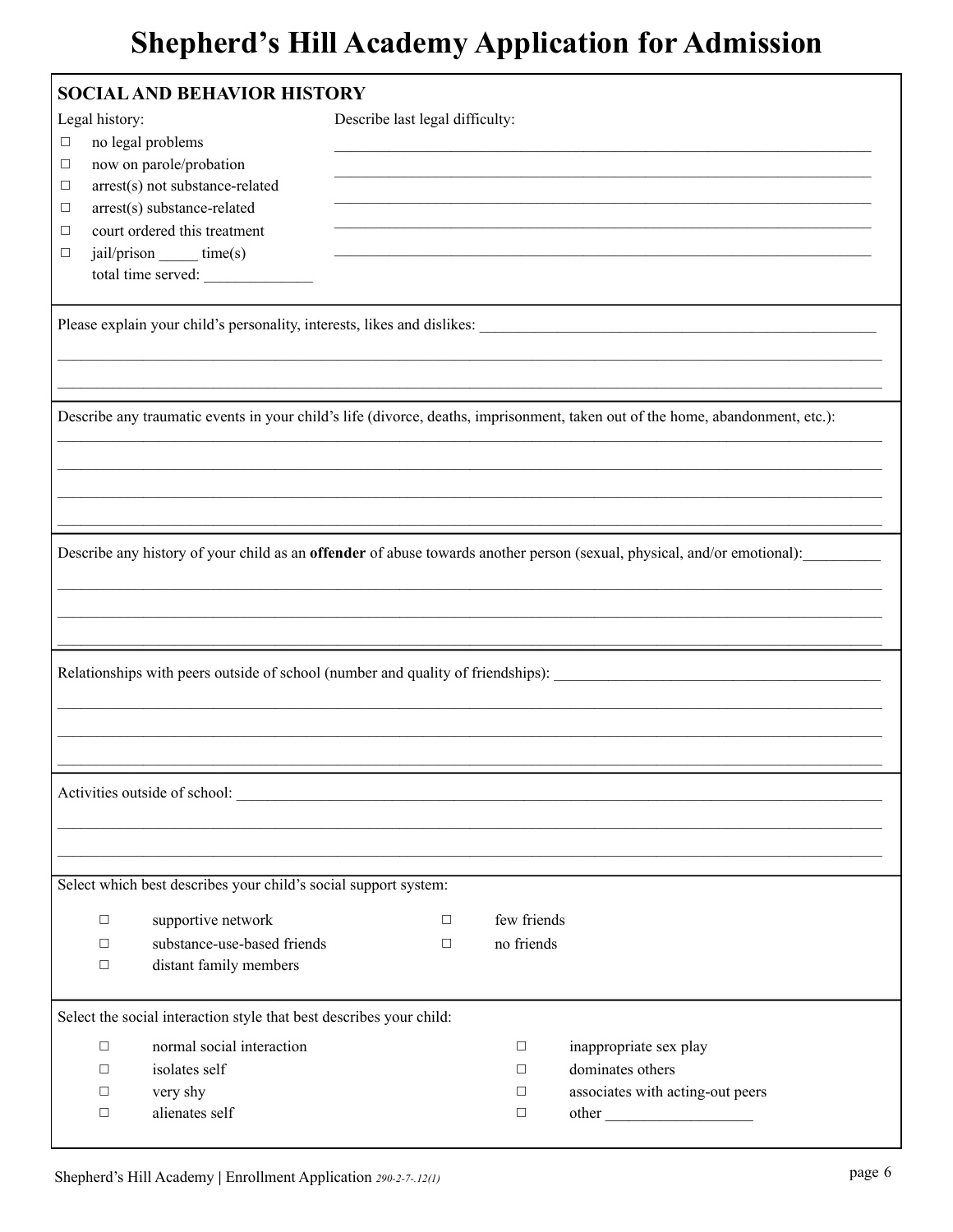# Shepherd's Hill Academy Application for Admission

## SOCIAL AND BEHAVIOR HISTORY

Legal history:

- ☐ no legal problems
- ☐ now on parole/probation
- ☐ arrest(s) not substance-related
- ☐ arrest(s) substance-related
- ☐ court ordered this treatment
- ☐ jail/prison _____ time(s)
  total time served: _____________

Describe last legal difficulty:

_______________________________________________________________________

_______________________________________________________________________

_______________________________________________________________________

_______________________________________________________________________

_______________________________________________________________________

Please explain your child's personality, interests, likes and dislikes: _______________________________________________________

_______________________________________________________________________

_______________________________________________________________________

Describe any traumatic events in your child's life (divorce, deaths, imprisonment, taken out of the home, abandonment, etc.):

_______________________________________________________________________

_______________________________________________________________________

_______________________________________________________________________

_______________________________________________________________________

Describe any history of your child as an **offender** of abuse towards another person (sexual, physical, and/or emotional):__________

_______________________________________________________________________

_______________________________________________________________________

_______________________________________________________________________

Relationships with peers outside of school (number and quality of friendships): ___________________________________________

_______________________________________________________________________

_______________________________________________________________________

_______________________________________________________________________

Activities outside of school: _____________________________________________________________________________________

_______________________________________________________________________

_______________________________________________________________________

Select which best describes your child's social support system:

- ☐ supportive network
- ☐ substance-use-based friends
- ☐ distant family members
- ☐ few friends
- ☐ no friends

Select the social interaction style that best describes your child:

- ☐ normal social interaction
- ☐ isolates self
- ☐ very shy
- ☐ alienates self
- ☐ inappropriate sex play
- ☐ dominates others
- ☐ associates with acting-out peers
- ☐ other __________________

Shepherd's Hill Academy | Enrollment Application *290-2-7-.12(1)*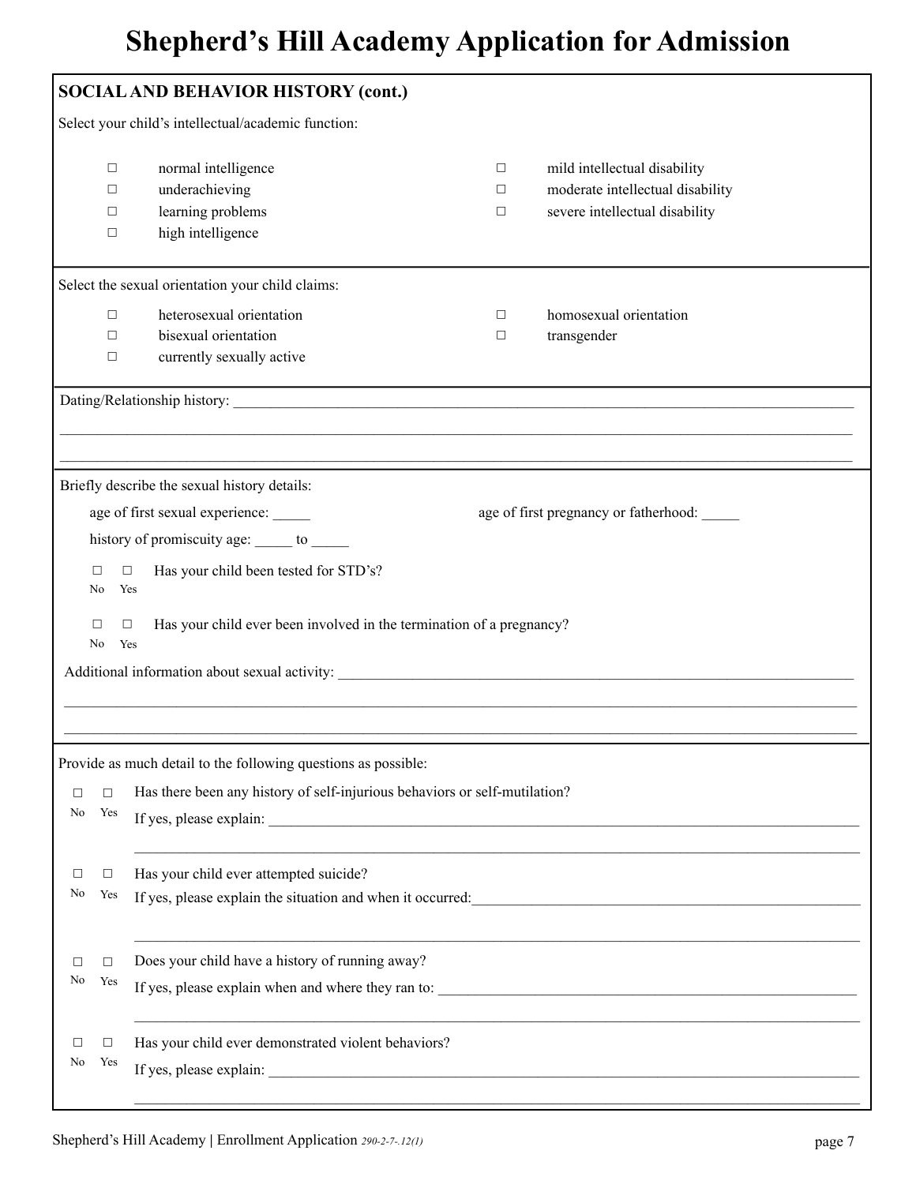# Shepherd's Hill Academy Application for Admission

## SOCIAL AND BEHAVIOR HISTORY (cont.)

Select your child's intellectual/academic function:

- ☐ normal intelligence
- ☐ underachieving
- ☐ learning problems
- ☐ high intelligence
- ☐ mild intellectual disability
- ☐ moderate intellectual disability
- ☐ severe intellectual disability

Select the sexual orientation your child claims:

- ☐ heterosexual orientation
- ☐ bisexual orientation
- ☐ currently sexually active
- ☐ homosexual orientation
- ☐ transgender

Dating/Relationship history: ____________________________________________________________

______________________________________________________________________________

______________________________________________________________________________

Briefly describe the sexual history details:

age of first sexual experience: _____ age of first pregnancy or fatherhood: _____

history of promiscuity age: _____ to _____

☐ No ☐ Yes Has your child been tested for STD's?

☐ No ☐ Yes Has your child ever been involved in the termination of a pregnancy?

Additional information about sexual activity: __________________________________________________

______________________________________________________________________________

______________________________________________________________________________

Provide as much detail to the following questions as possible:

☐ No ☐ Yes Has there been any history of self-injurious behaviors or self-mutilation?
If yes, please explain: ____________________________________________________________

______________________________________________________________________________

☐ No ☐ Yes Has your child ever attempted suicide?
If yes, please explain the situation and when it occurred: ______________________________________

______________________________________________________________________________

☐ No ☐ Yes Does your child have a history of running away?
If yes, please explain when and where they ran to: _____________________________________________

______________________________________________________________________________

☐ No ☐ Yes Has your child ever demonstrated violent behaviors?
If yes, please explain: ____________________________________________________________

______________________________________________________________________________

Shepherd's Hill Academy | Enrollment Application *290-2-7-.12(1)*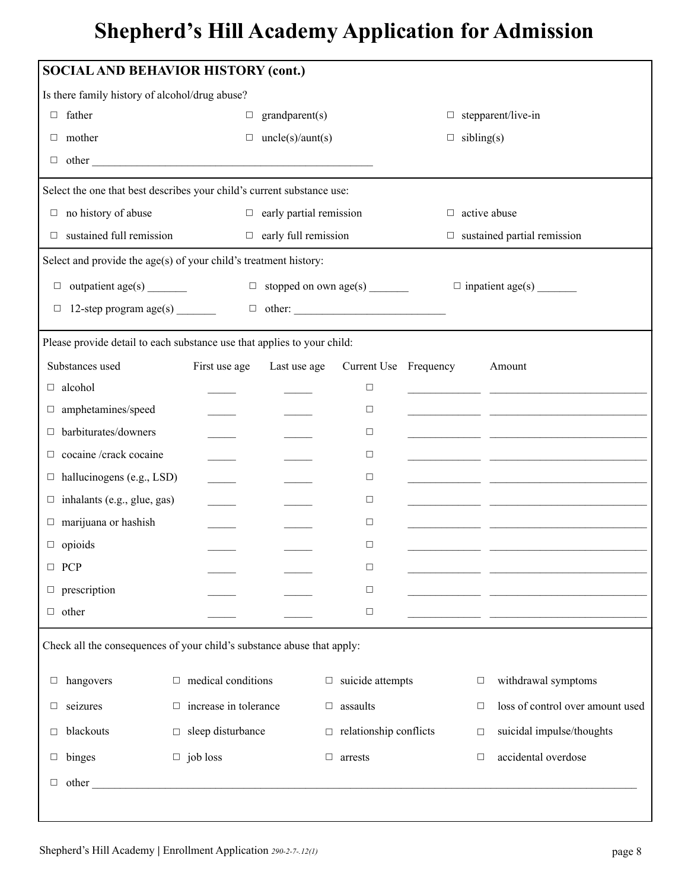# Shepherd's Hill Academy Application for Admission

## SOCIAL AND BEHAVIOR HISTORY (cont.)

Is there family history of alcohol/drug abuse?

☐ father ☐ grandparent(s) ☐ stepparent/live-in

☐ mother ☐ uncle(s)/aunt(s) ☐ sibling(s)

☐ other ________________________________________________

Select the one that best describes your child's current substance use:

☐ no history of abuse ☐ early partial remission ☐ active abuse

☐ sustained full remission ☐ early full remission ☐ sustained partial remission

Select and provide the age(s) of your child's treatment history:

☐ outpatient age(s) _______ ☐ stopped on own age(s) _______ ☐ inpatient age(s) _______

☐ 12-step program age(s) _______ ☐ other: __________________________

Please provide detail to each substance use that applies to your child:

| Substances used | First use age | Last use age | Current Use | Frequency | Amount |
|---|---|---|---|---|---|
| ☐ alcohol | _____ | _____ | ☐ | _____________ | _____________________________ |
| ☐ amphetamines/speed | _____ | _____ | ☐ | _____________ | _____________________________ |
| ☐ barbiturates/downers | _____ | _____ | ☐ | _____________ | _____________________________ |
| ☐ cocaine /crack cocaine | _____ | _____ | ☐ | _____________ | _____________________________ |
| ☐ hallucinogens (e.g., LSD) | _____ | _____ | ☐ | _____________ | _____________________________ |
| ☐ inhalants (e.g., glue, gas) | _____ | _____ | ☐ | _____________ | _____________________________ |
| ☐ marijuana or hashish | _____ | _____ | ☐ | _____________ | _____________________________ |
| ☐ opioids | _____ | _____ | ☐ | _____________ | _____________________________ |
| ☐ PCP | _____ | _____ | ☐ | _____________ | _____________________________ |
| ☐ prescription | _____ | _____ | ☐ | _____________ | _____________________________ |
| ☐ other | _____ | _____ | ☐ | _____________ | _____________________________ |

Check all the consequences of your child's substance abuse that apply:

☐ hangovers ☐ medical conditions ☐ suicide attempts ☐ withdrawal symptoms

☐ seizures ☐ increase in tolerance ☐ assaults ☐ loss of control over amount used

☐ blackouts ☐ sleep disturbance ☐ relationship conflicts ☐ suicidal impulse/thoughts

☐ binges ☐ job loss ☐ arrests ☐ accidental overdose

☐ other ______________________________________________________________________________

Shepherd's Hill Academy | Enrollment Application *290-2-7-.12(1)*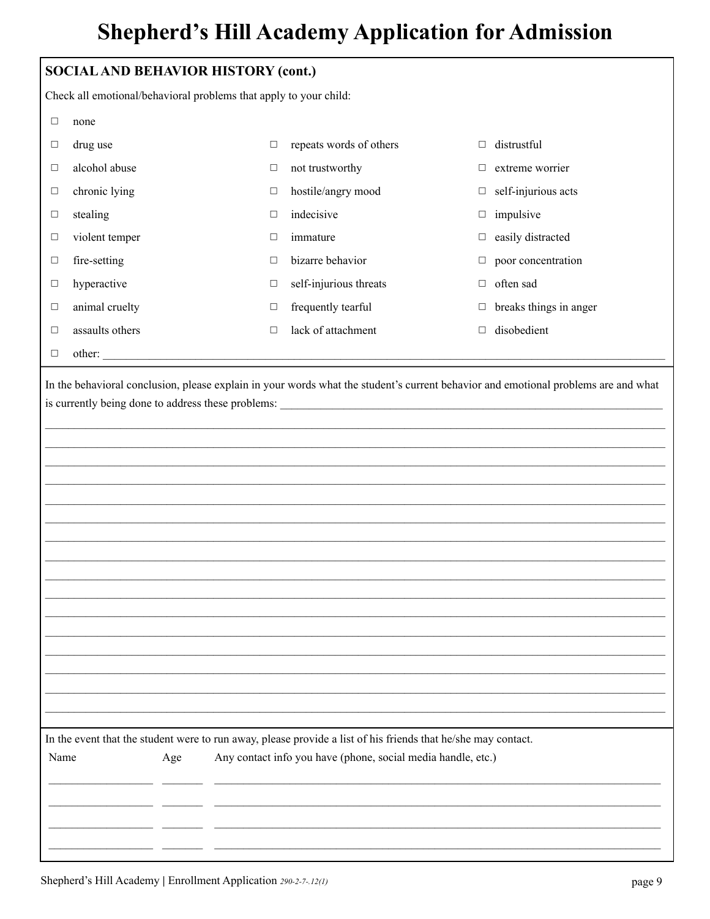# Shepherd's Hill Academy Application for Admission

**SOCIAL AND BEHAVIOR HISTORY (cont.)**

Check all emotional/behavioral problems that apply to your child:

☐ none

| | | |
|---|---|---|
| ☐ drug use | ☐ repeats words of others | ☐ distrustful |
| ☐ alcohol abuse | ☐ not trustworthy | ☐ extreme worrier |
| ☐ chronic lying | ☐ hostile/angry mood | ☐ self-injurious acts |
| ☐ stealing | ☐ indecisive | ☐ impulsive |
| ☐ violent temper | ☐ immature | ☐ easily distracted |
| ☐ fire-setting | ☐ bizarre behavior | ☐ poor concentration |
| ☐ hyperactive | ☐ self-injurious threats | ☐ often sad |
| ☐ animal cruelty | ☐ frequently tearful | ☐ breaks things in anger |
| ☐ assaults others | ☐ lack of attachment | ☐ disobedient |

☐ other: ______________________________________________________________________________

In the behavioral conclusion, please explain in your words what the student's current behavior and emotional problems are and what is currently being done to address these problems: ______________________________________________________________________________

______________________________________________________________________________

______________________________________________________________________________

______________________________________________________________________________

______________________________________________________________________________

______________________________________________________________________________

______________________________________________________________________________

______________________________________________________________________________

______________________________________________________________________________

______________________________________________________________________________

______________________________________________________________________________

______________________________________________________________________________

______________________________________________________________________________

______________________________________________________________________________

______________________________________________________________________________

______________________________________________________________________________

______________________________________________________________________________

In the event that the student were to run away, please provide a list of his friends that he/she may contact.

| Name | Age | Any contact info you have (phone, social media handle, etc.) |
|---|---|---|
| | | |
| | | |
| | | |
| | | |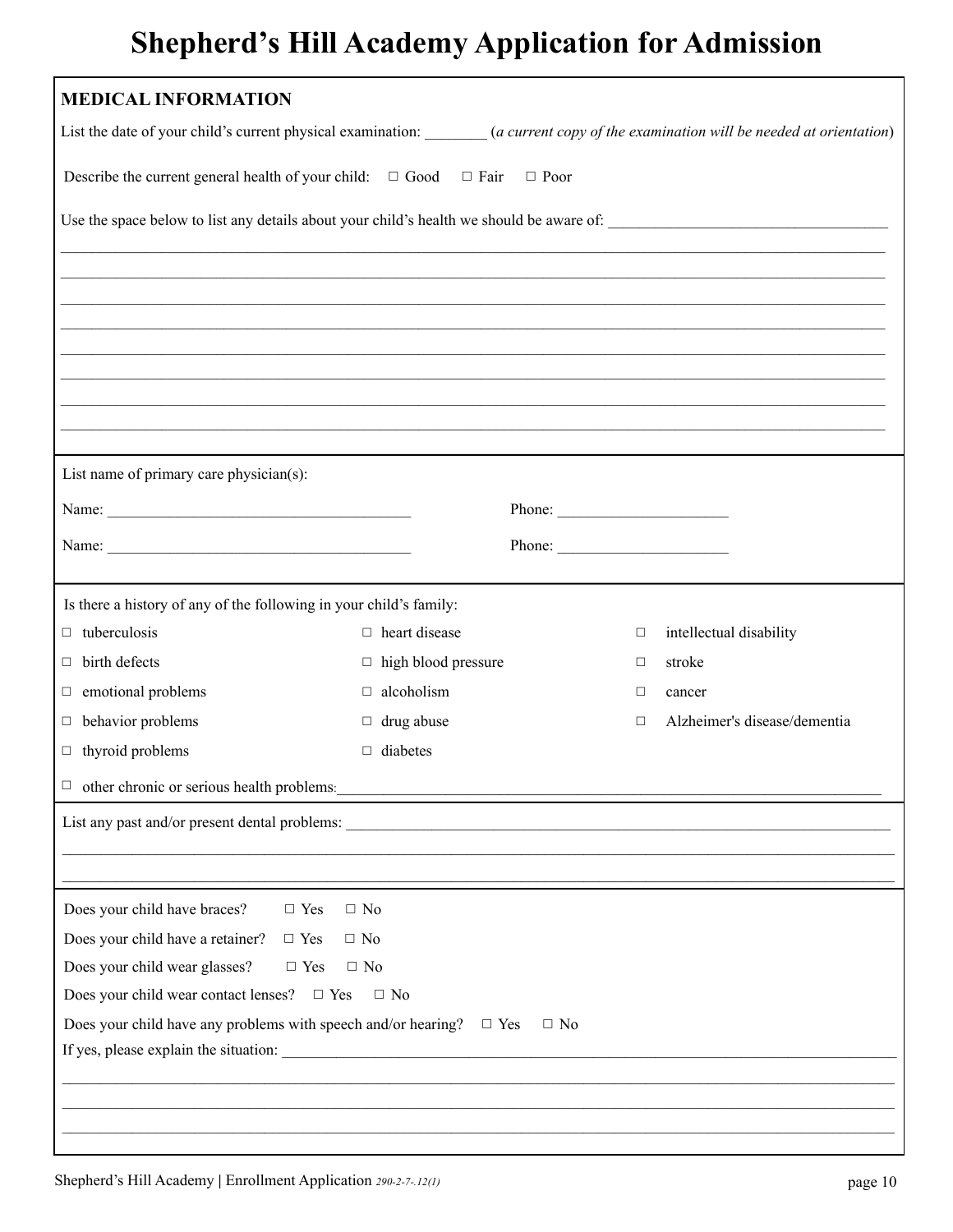# Shepherd's Hill Academy Application for Admission

## MEDICAL INFORMATION

List the date of your child's current physical examination: ________ (*a current copy of the examination will be needed at orientation*)

Describe the current general health of your child: ☐ Good ☐ Fair ☐ Poor

Use the space below to list any details about your child's health we should be aware of: ___________________________________

_______________________________________________________________________________________________

_______________________________________________________________________________________________

_______________________________________________________________________________________________

_______________________________________________________________________________________________

_______________________________________________________________________________________________

_______________________________________________________________________________________________

_______________________________________________________________________________________________

_______________________________________________________________________________________________

List name of primary care physician(s):

Name: ______________________________________ Phone: _____________________

Name: ______________________________________ Phone: _____________________

Is there a history of any of the following in your child's family:

| | | |
|---|---|---|
| ☐ tuberculosis | ☐ heart disease | ☐ intellectual disability |
| ☐ birth defects | ☐ high blood pressure | ☐ stroke |
| ☐ emotional problems | ☐ alcoholism | ☐ cancer |
| ☐ behavior problems | ☐ drug abuse | ☐ Alzheimer's disease/dementia |
| ☐ thyroid problems | ☐ diabetes | |

☐ other chronic or serious health problems: ______________________________________________________________________

List any past and/or present dental problems: ______________________________________________________________________

_______________________________________________________________________________________________

_______________________________________________________________________________________________

Does your child have braces? ☐ Yes ☐ No

Does your child have a retainer? ☐ Yes ☐ No

Does your child wear glasses? ☐ Yes ☐ No

Does your child wear contact lenses? ☐ Yes ☐ No

Does your child have any problems with speech and/or hearing? ☐ Yes ☐ No

If yes, please explain the situation: ______________________________________________________________________

_______________________________________________________________________________________________

_______________________________________________________________________________________________

_______________________________________________________________________________________________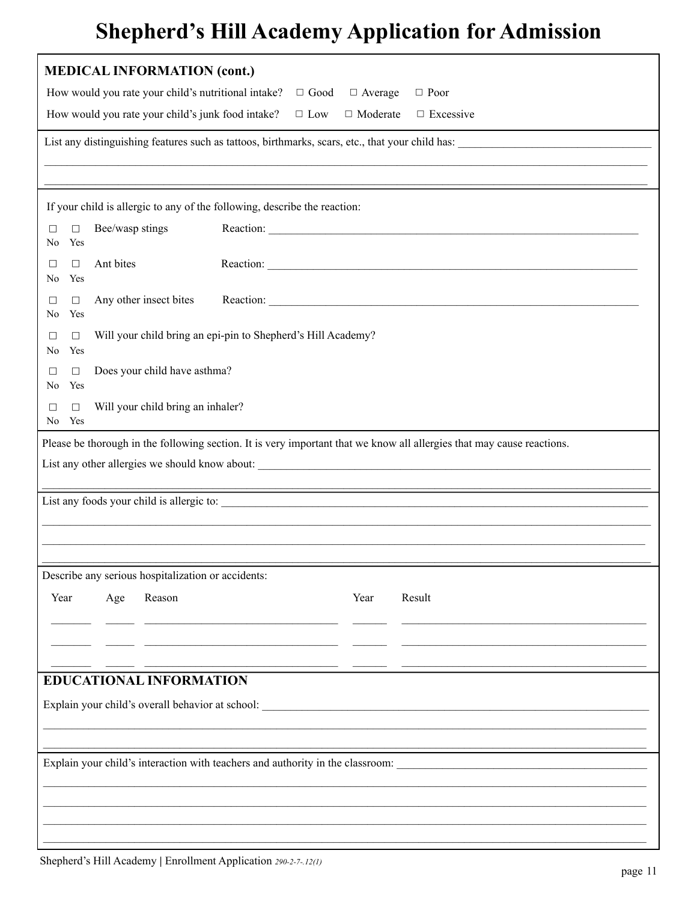# Shepherd's Hill Academy Application for Admission

**MEDICAL INFORMATION (cont.)**

How would you rate your child's nutritional intake? ☐ Good ☐ Average ☐ Poor

How would you rate your child's junk food intake? ☐ Low ☐ Moderate ☐ Excessive

List any distinguishing features such as tattoos, birthmarks, scars, etc., that your child has: ________________________________

________________________________________________________________________________________________

________________________________________________________________________________________________

If your child is allergic to any of the following, describe the reaction:

☐ No ☐ Yes Bee/wasp stings Reaction: ________________________________________________

☐ No ☐ Yes Ant bites Reaction: ________________________________________________

☐ No ☐ Yes Any other insect bites Reaction: ________________________________________________

☐ No ☐ Yes Will your child bring an epi-pin to Shepherd's Hill Academy?

☐ No ☐ Yes Does your child have asthma?

☐ No ☐ Yes Will your child bring an inhaler?

Please be thorough in the following section. It is very important that we know all allergies that may cause reactions.

List any other allergies we should know about: ________________________________________________

________________________________________________________________________________________________

List any foods your child is allergic to: ________________________________________________

________________________________________________________________________________________________

________________________________________________________________________________________________

________________________________________________________________________________________________

Describe any serious hospitalization or accidents:

| Year | Age | Reason | Year | Result |
|---|---|---|---|---|
| | | | | |
| | | | | |
| | | | | |

**EDUCATIONAL INFORMATION**

Explain your child's overall behavior at school: ________________________________________________

________________________________________________________________________________________________

________________________________________________________________________________________________

Explain your child's interaction with teachers and authority in the classroom: ________________________________

________________________________________________________________________________________________

________________________________________________________________________________________________

________________________________________________________________________________________________

________________________________________________________________________________________________

Shepherd's Hill Academy | Enrollment Application *290-2-7-.12(1)*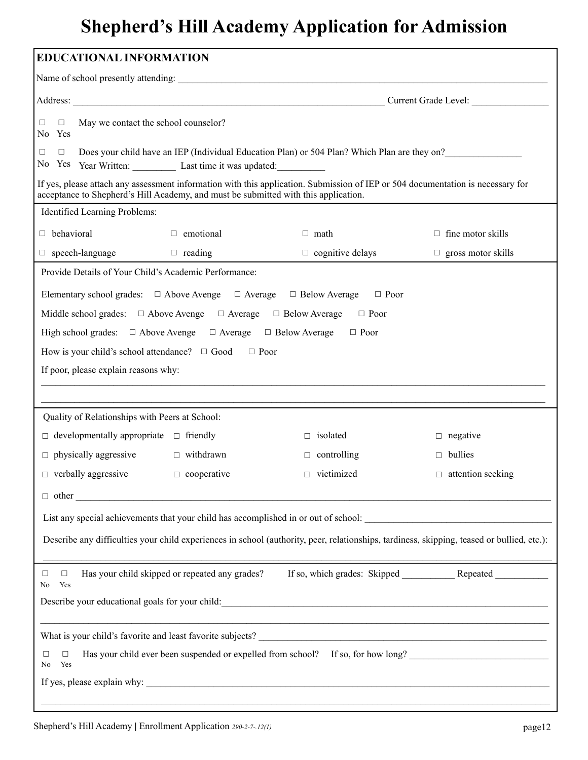# Shepherd's Hill Academy Application for Admission

## EDUCATIONAL INFORMATION

Name of school presently attending: ______________________________

Address: ______________________________ Current Grade Level: ______________

☐ No ☐ Yes May we contact the school counselor?

☐ No ☐ Yes Does your child have an IEP (Individual Education Plan) or 504 Plan? Which Plan are they on?______________
Year Written: _________ Last time it was updated:__________

If yes, please attach any assessment information with this application. Submission of IEP or 504 documentation is necessary for acceptance to Shepherd's Hill Academy, and must be submitted with this application.

Identified Learning Problems:

| | | | |
|---|---|---|---|
| ☐ behavioral | ☐ emotional | ☐ math | ☐ fine motor skills |
| ☐ speech-language | ☐ reading | ☐ cognitive delays | ☐ gross motor skills |

Provide Details of Your Child's Academic Performance:

Elementary school grades: ☐ Above Avenge ☐ Average ☐ Below Average ☐ Poor

Middle school grades: ☐ Above Avenge ☐ Average ☐ Below Average ☐ Poor

High school grades: ☐ Above Avenge ☐ Average ☐ Below Average ☐ Poor

How is your child's school attendance? ☐ Good ☐ Poor

If poor, please explain reasons why:

______________________________

______________________________

Quality of Relationships with Peers at School:

| | | | |
|---|---|---|---|
| ☐ developmentally appropriate | ☐ friendly | ☐ isolated | ☐ negative |
| ☐ physically aggressive | ☐ withdrawn | ☐ controlling | ☐ bullies |
| ☐ verbally aggressive | ☐ cooperative | ☐ victimized | ☐ attention seeking |

☐ other ______________________________

List any special achievements that your child has accomplished in or out of school: ______________________________

Describe any difficulties your child experiences in school (authority, peer, relationships, tardiness, skipping, teased or bullied, etc.):

______________________________

☐ No ☐ Yes Has your child skipped or repeated any grades? If so, which grades: Skipped __________ Repeated __________

Describe your educational goals for your child:______________________________

______________________________

What is your child's favorite and least favorite subjects? ______________________________

☐ No ☐ Yes Has your child ever been suspended or expelled from school? If so, for how long? ______________________________

If yes, please explain why: ______________________________

______________________________

Shepherd's Hill Academy | Enrollment Application *290-2-7-.12(1)*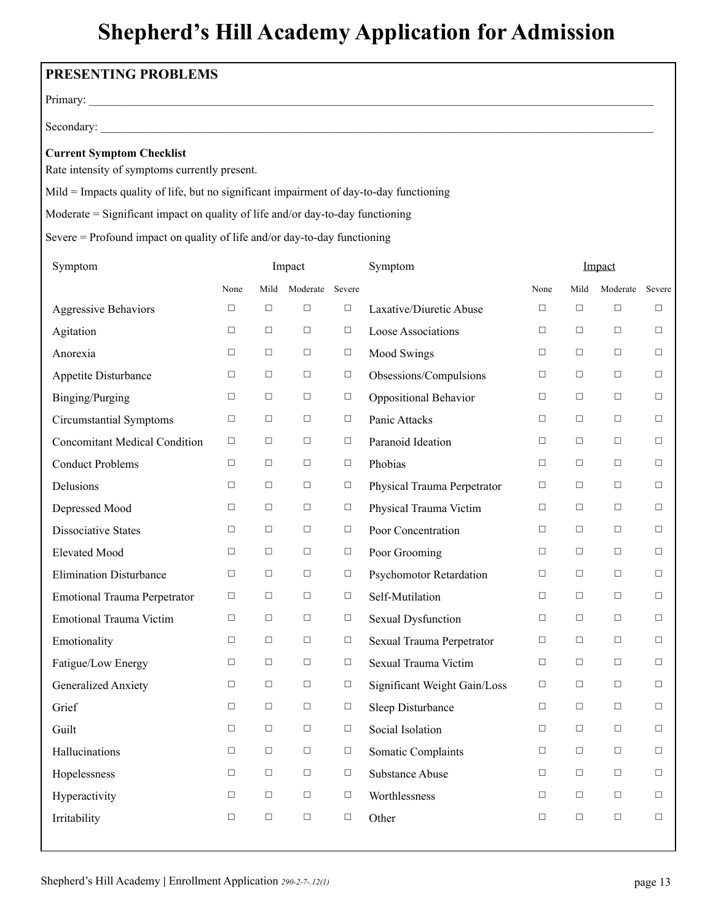# Shepherd's Hill Academy Application for Admission

## PRESENTING PROBLEMS

Primary: ___________________________________________________________________________

Secondary: _________________________________________________________________________

**Current Symptom Checklist**

Rate intensity of symptoms currently present.

Mild = Impacts quality of life, but no significant impairment of day-to-day functioning

Moderate = Significant impact on quality of life and/or day-to-day functioning

Severe = Profound impact on quality of life and/or day-to-day functioning

| Symptom | Impact | | | | Symptom | Impact | | | |
|---|---|---|---|---|---|---|---|---|---|
| | None | Mild | Moderate | Severe | | None | Mild | Moderate | Severe |
| Aggressive Behaviors | ☐ | ☐ | ☐ | ☐ | Laxative/Diuretic Abuse | ☐ | ☐ | ☐ | ☐ |
| Agitation | ☐ | ☐ | ☐ | ☐ | Loose Associations | ☐ | ☐ | ☐ | ☐ |
| Anorexia | ☐ | ☐ | ☐ | ☐ | Mood Swings | ☐ | ☐ | ☐ | ☐ |
| Appetite Disturbance | ☐ | ☐ | ☐ | ☐ | Obsessions/Compulsions | ☐ | ☐ | ☐ | ☐ |
| Binging/Purging | ☐ | ☐ | ☐ | ☐ | Oppositional Behavior | ☐ | ☐ | ☐ | ☐ |
| Circumstantial Symptoms | ☐ | ☐ | ☐ | ☐ | Panic Attacks | ☐ | ☐ | ☐ | ☐ |
| Concomitant Medical Condition | ☐ | ☐ | ☐ | ☐ | Paranoid Ideation | ☐ | ☐ | ☐ | ☐ |
| Conduct Problems | ☐ | ☐ | ☐ | ☐ | Phobias | ☐ | ☐ | ☐ | ☐ |
| Delusions | ☐ | ☐ | ☐ | ☐ | Physical Trauma Perpetrator | ☐ | ☐ | ☐ | ☐ |
| Depressed Mood | ☐ | ☐ | ☐ | ☐ | Physical Trauma Victim | ☐ | ☐ | ☐ | ☐ |
| Dissociative States | ☐ | ☐ | ☐ | ☐ | Poor Concentration | ☐ | ☐ | ☐ | ☐ |
| Elevated Mood | ☐ | ☐ | ☐ | ☐ | Poor Grooming | ☐ | ☐ | ☐ | ☐ |
| Elimination Disturbance | ☐ | ☐ | ☐ | ☐ | Psychomotor Retardation | ☐ | ☐ | ☐ | ☐ |
| Emotional Trauma Perpetrator | ☐ | ☐ | ☐ | ☐ | Self-Mutilation | ☐ | ☐ | ☐ | ☐ |
| Emotional Trauma Victim | ☐ | ☐ | ☐ | ☐ | Sexual Dysfunction | ☐ | ☐ | ☐ | ☐ |
| Emotionality | ☐ | ☐ | ☐ | ☐ | Sexual Trauma Perpetrator | ☐ | ☐ | ☐ | ☐ |
| Fatigue/Low Energy | ☐ | ☐ | ☐ | ☐ | Sexual Trauma Victim | ☐ | ☐ | ☐ | ☐ |
| Generalized Anxiety | ☐ | ☐ | ☐ | ☐ | Significant Weight Gain/Loss | ☐ | ☐ | ☐ | ☐ |
| Grief | ☐ | ☐ | ☐ | ☐ | Sleep Disturbance | ☐ | ☐ | ☐ | ☐ |
| Guilt | ☐ | ☐ | ☐ | ☐ | Social Isolation | ☐ | ☐ | ☐ | ☐ |
| Hallucinations | ☐ | ☐ | ☐ | ☐ | Somatic Complaints | ☐ | ☐ | ☐ | ☐ |
| Hopelessness | ☐ | ☐ | ☐ | ☐ | Substance Abuse | ☐ | ☐ | ☐ | ☐ |
| Hyperactivity | ☐ | ☐ | ☐ | ☐ | Worthlessness | ☐ | ☐ | ☐ | ☐ |
| Irritability | ☐ | ☐ | ☐ | ☐ | Other | ☐ | ☐ | ☐ | ☐ |

Shepherd's Hill Academy | Enrollment Application *290-2-7-.12(1)*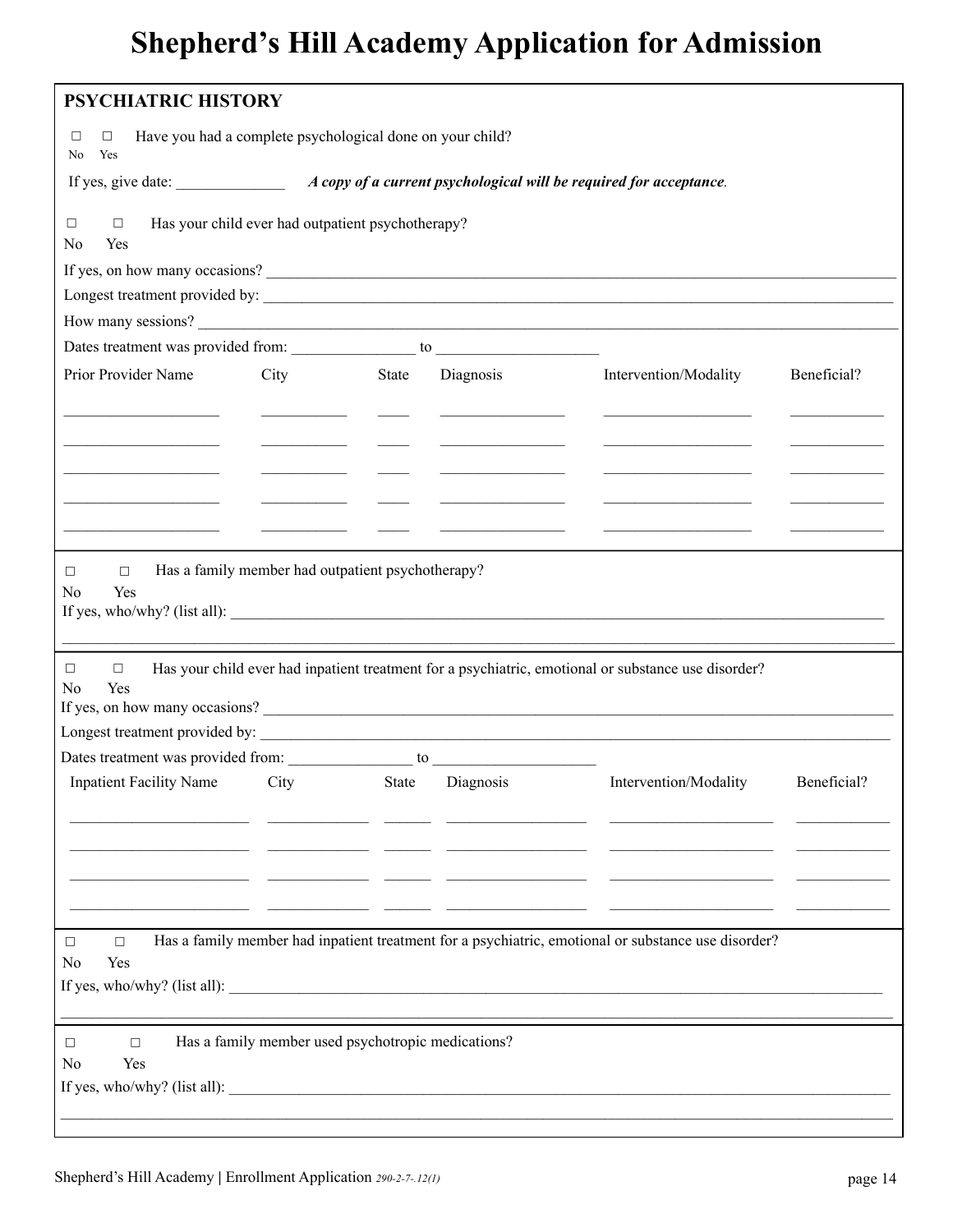# Shepherd's Hill Academy Application for Admission

## PSYCHIATRIC HISTORY

☐ No ☐ Yes Have you had a complete psychological done on your child?

If yes, give date: ______________ ***A copy of a current psychological will be required for acceptance.***

☐ No ☐ Yes Has your child ever had outpatient psychotherapy?

If yes, on how many occasions? ________________________________________________

Longest treatment provided by: ________________________________________________

How many sessions? ________________________________________________

Dates treatment was provided from: ________________ to ____________________

| Prior Provider Name | City | State | Diagnosis | Intervention/Modality | Beneficial? |
|---|---|---|---|---|---|
| | | | | | |
| | | | | | |
| | | | | | |
| | | | | | |
| | | | | | |

☐ No ☐ Yes Has a family member had outpatient psychotherapy?

If yes, who/why? (list all): ________________________________________________

________________________________________________

☐ No ☐ Yes Has your child ever had inpatient treatment for a psychiatric, emotional or substance use disorder?

If yes, on how many occasions? ________________________________________________

Longest treatment provided by: ________________________________________________

Dates treatment was provided from: ________________ to ____________________

| Inpatient Facility Name | City | State | Diagnosis | Intervention/Modality | Beneficial? |
|---|---|---|---|---|---|
| | | | | | |
| | | | | | |
| | | | | | |
| | | | | | |

☐ No ☐ Yes Has a family member had inpatient treatment for a psychiatric, emotional or substance use disorder?

If yes, who/why? (list all): ________________________________________________

________________________________________________

☐ No ☐ Yes Has a family member used psychotropic medications?

If yes, who/why? (list all): ________________________________________________

________________________________________________

Shepherd's Hill Academy | Enrollment Application *290-2-7-.12(1)*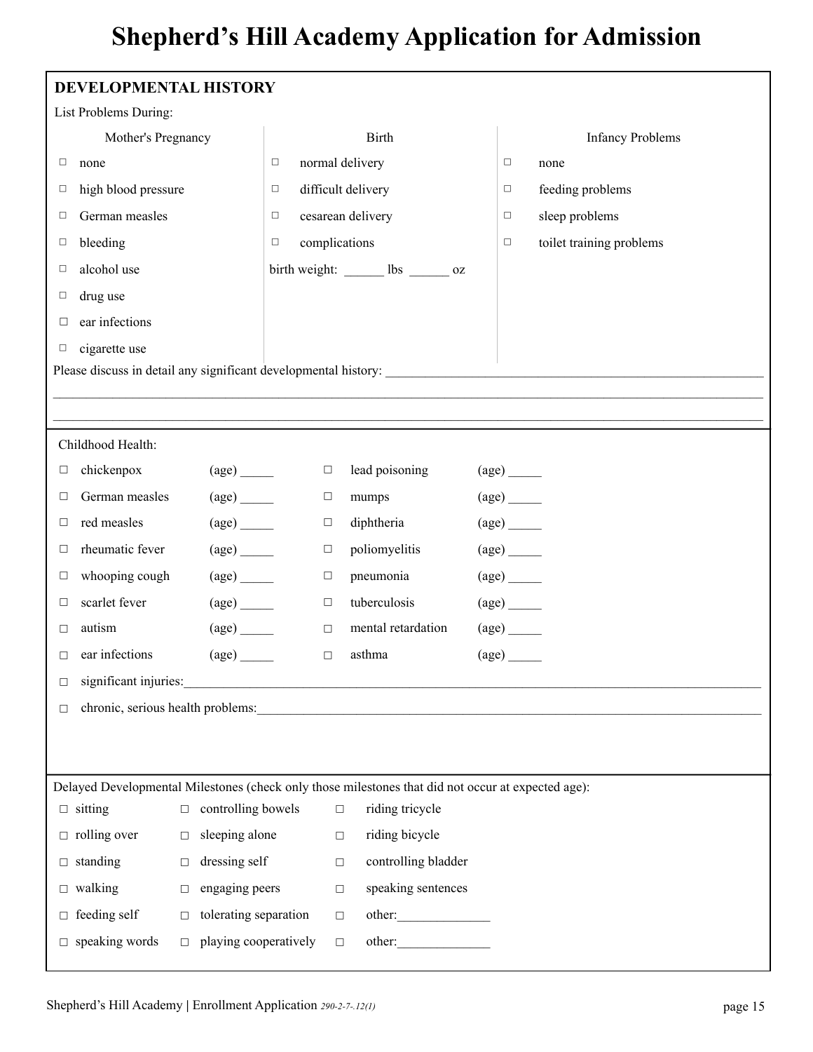# Shepherd's Hill Academy Application for Admission

## DEVELOPMENTAL HISTORY

List Problems During:

| Mother's Pregnancy | Birth | Infancy Problems |
|---|---|---|
| □ none | □ normal delivery | □ none |
| □ high blood pressure | □ difficult delivery | □ feeding problems |
| □ German measles | □ cesarean delivery | □ sleep problems |
| □ bleeding | □ complications | □ toilet training problems |
| □ alcohol use | birth weight: ______ lbs ______ oz | |
| □ drug use | | |
| □ ear infections | | |
| □ cigarette use | | |

Please discuss in detail any significant developmental history: ____________________________________________________________

____________________________________________________________________________________________________________

____________________________________________________________________________________________________________

Childhood Health:

| | | | |
|---|---|---|---|
| □ chickenpox | (age) _____ | □ lead poisoning | (age) _____ |
| □ German measles | (age) _____ | □ mumps | (age) _____ |
| □ red measles | (age) _____ | □ diphtheria | (age) _____ |
| □ rheumatic fever | (age) _____ | □ poliomyelitis | (age) _____ |
| □ whooping cough | (age) _____ | □ pneumonia | (age) _____ |
| □ scarlet fever | (age) _____ | □ tuberculosis | (age) _____ |
| □ autism | (age) _____ | □ mental retardation | (age) _____ |
| □ ear infections | (age) _____ | □ asthma | (age) _____ |

□ significant injuries:____________________________________________________________________________________________

□ chronic, serious health problems:_________________________________________________________________________________

Delayed Developmental Milestones (check only those milestones that did not occur at expected age):

| | | |
|---|---|---|
| □ sitting | □ controlling bowels | □ riding tricycle |
| □ rolling over | □ sleeping alone | □ riding bicycle |
| □ standing | □ dressing self | □ controlling bladder |
| □ walking | □ engaging peers | □ speaking sentences |
| □ feeding self | □ tolerating separation | □ other:______________ |
| □ speaking words | □ playing cooperatively | □ other:______________ |

Shepherd's Hill Academy | Enrollment Application *290-2-7-.12(1)*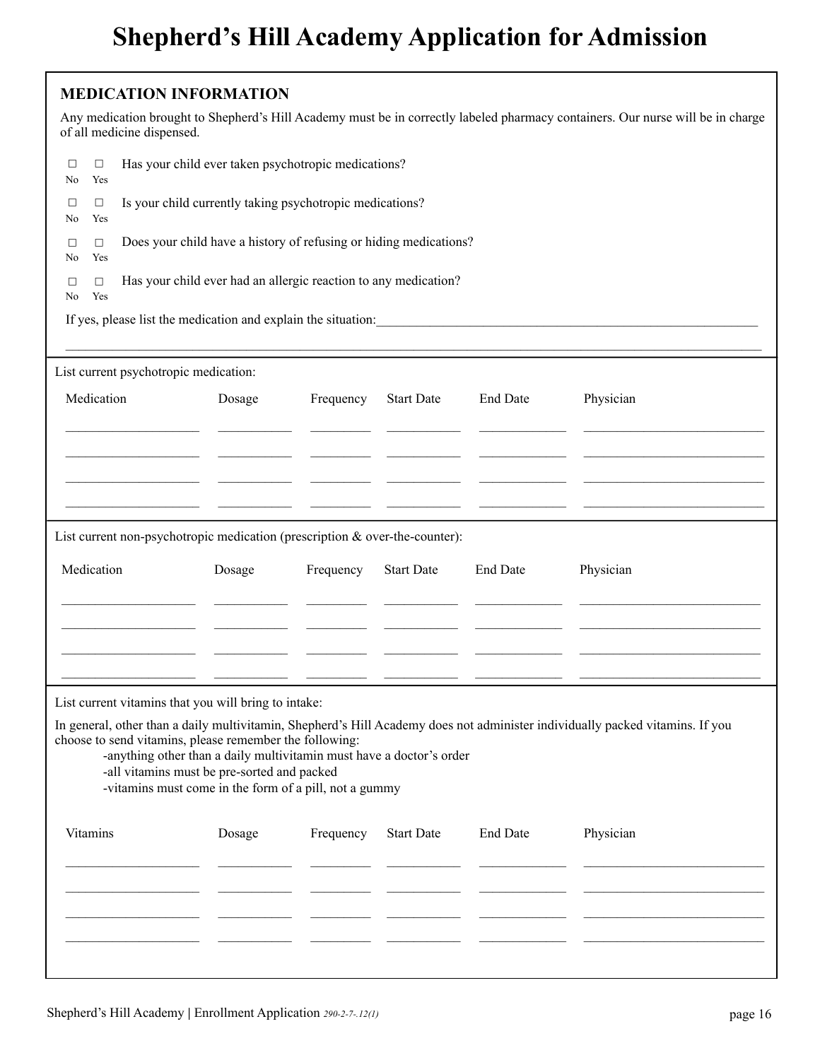# Shepherd's Hill Academy Application for Admission

## MEDICATION INFORMATION

Any medication brought to Shepherd's Hill Academy must be in correctly labeled pharmacy containers. Our nurse will be in charge of all medicine dispensed.

☐ No ☐ Yes Has your child ever taken psychotropic medications?

☐ No ☐ Yes Is your child currently taking psychotropic medications?

☐ No ☐ Yes Does your child have a history of refusing or hiding medications?

☐ No ☐ Yes Has your child ever had an allergic reaction to any medication?

If yes, please list the medication and explain the situation:______________________________________________________________

______________________________________________________________________________________________

List current psychotropic medication:

| Medication | Dosage | Frequency | Start Date | End Date | Physician |
|---|---|---|---|---|---|
| | | | | | |
| | | | | | |
| | | | | | |
| | | | | | |

List current non-psychotropic medication (prescription & over-the-counter):

| Medication | Dosage | Frequency | Start Date | End Date | Physician |
|---|---|---|---|---|---|
| | | | | | |
| | | | | | |
| | | | | | |
| | | | | | |

List current vitamins that you will bring to intake:

In general, other than a daily multivitamin, Shepherd's Hill Academy does not administer individually packed vitamins. If you choose to send vitamins, please remember the following:

- anything other than a daily multivitamin must have a doctor's order
- all vitamins must be pre-sorted and packed
- vitamins must come in the form of a pill, not a gummy

| Vitamins | Dosage | Frequency | Start Date | End Date | Physician |
|---|---|---|---|---|---|
| | | | | | |
| | | | | | |
| | | | | | |
| | | | | | |

Shepherd's Hill Academy | Enrollment Application *290-2-7-.12(1)*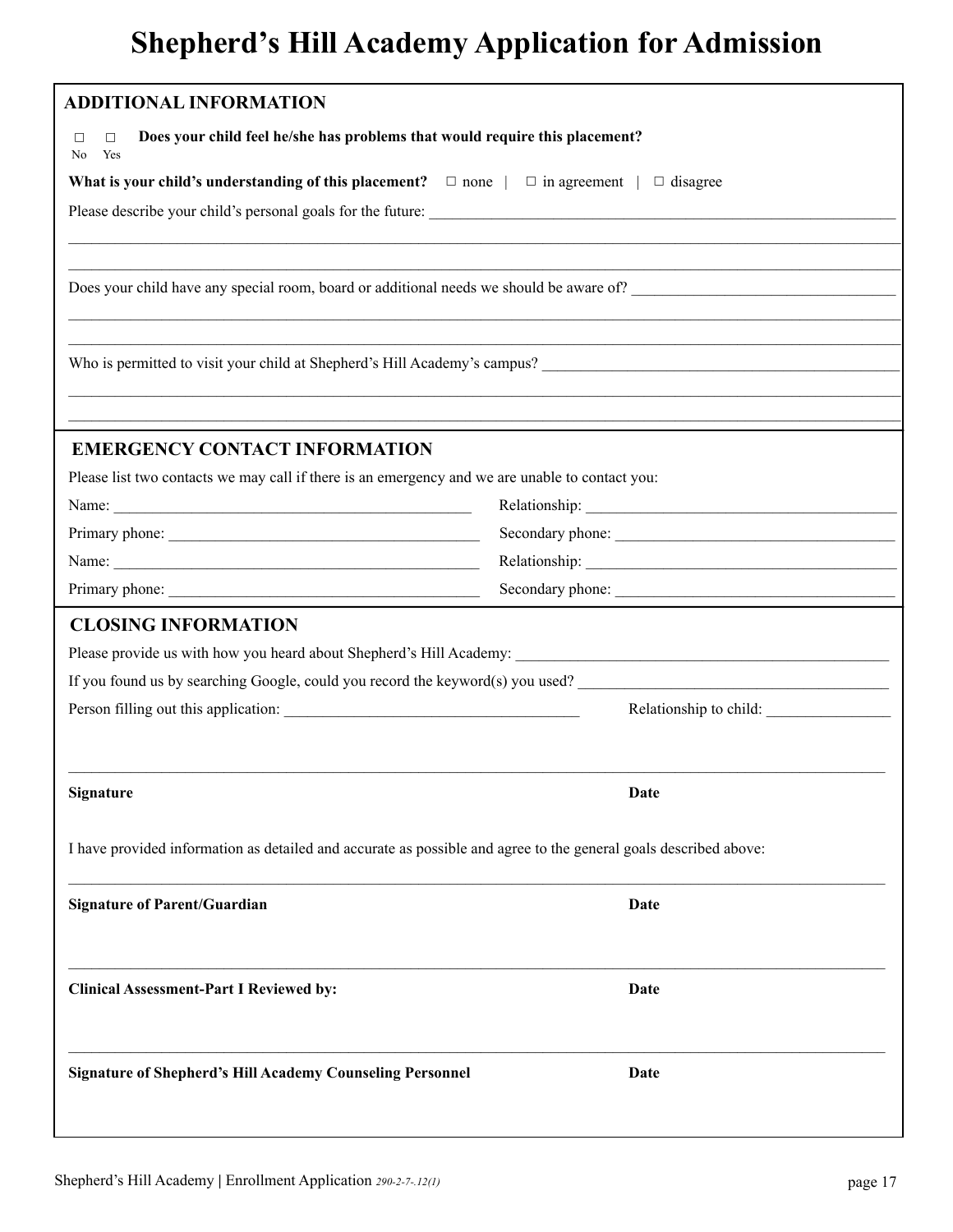# Shepherd's Hill Academy Application for Admission

## ADDITIONAL INFORMATION

☐ No ☐ Yes **Does your child feel he/she has problems that would require this placement?**

**What is your child's understanding of this placement?** ☐ none | ☐ in agreement | ☐ disagree

Please describe your child's personal goals for the future: ____________________________________________

____________________________________________

____________________________________________

Does your child have any special room, board or additional needs we should be aware of? ______________________

____________________________________________

____________________________________________

Who is permitted to visit your child at Shepherd's Hill Academy's campus? ______________________________

____________________________________________

____________________________________________

## EMERGENCY CONTACT INFORMATION

Please list two contacts we may call if there is an emergency and we are unable to contact you:

Name: ______________________________ Relationship: ______________________________

Primary phone: ______________________________ Secondary phone: ______________________________

Name: ______________________________ Relationship: ______________________________

Primary phone: ______________________________ Secondary phone: ______________________________

## CLOSING INFORMATION

Please provide us with how you heard about Shepherd's Hill Academy: ______________________________

If you found us by searching Google, could you record the keyword(s) you used? ______________________________

Person filling out this application: ______________________________ Relationship to child: ________________

____________________________________________

**Signature** **Date**

I have provided information as detailed and accurate as possible and agree to the general goals described above:

____________________________________________

**Signature of Parent/Guardian** **Date**

____________________________________________

**Clinical Assessment-Part I Reviewed by:** **Date**

____________________________________________

**Signature of Shepherd's Hill Academy Counseling Personnel** **Date**

Shepherd's Hill Academy | Enrollment Application *290-2-7-.12(1)*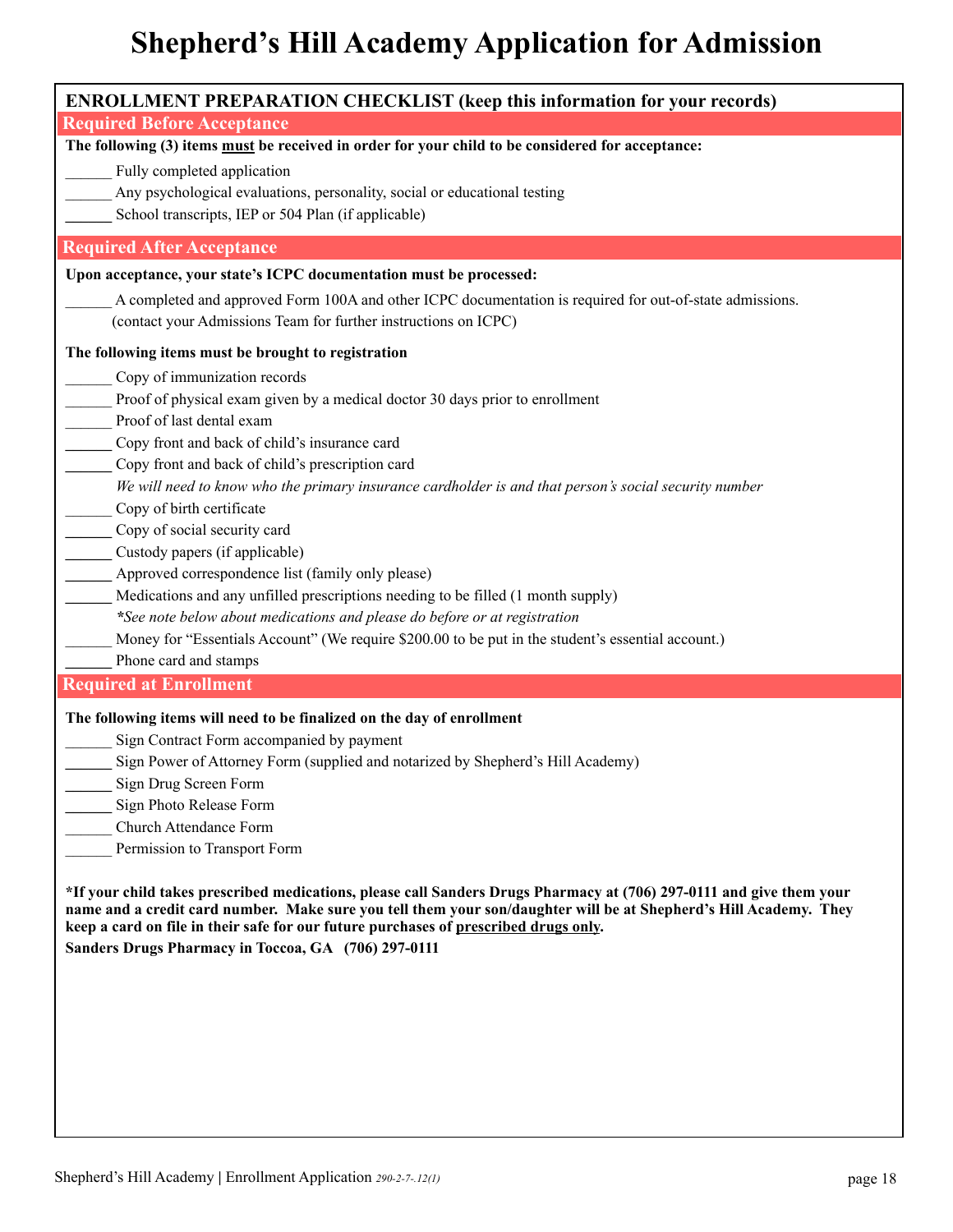# Shepherd's Hill Academy Application for Admission

**ENROLLMENT PREPARATION CHECKLIST (keep this information for your records)**

## Required Before Acceptance

**The following (3) items must be received in order for your child to be considered for acceptance:**

______ Fully completed application
______ Any psychological evaluations, personality, social or educational testing
______ School transcripts, IEP or 504 Plan (if applicable)

## Required After Acceptance

**Upon acceptance, your state's ICPC documentation must be processed:**

______ A completed and approved Form 100A and other ICPC documentation is required for out-of-state admissions. (contact your Admissions Team for further instructions on ICPC)

**The following items must be brought to registration**

______ Copy of immunization records
______ Proof of physical exam given by a medical doctor 30 days prior to enrollment
______ Proof of last dental exam
______ Copy front and back of child's insurance card
______ Copy front and back of child's prescription card
*We will need to know who the primary insurance cardholder is and that person's social security number*
______ Copy of birth certificate
______ Copy of social security card
______ Custody papers (if applicable)
______ Approved correspondence list (family only please)
______ Medications and any unfilled prescriptions needing to be filled (1 month supply)
***See note below about medications and please do before or at registration***
______ Money for "Essentials Account" (We require $200.00 to be put in the student's essential account.)
______ Phone card and stamps

## Required at Enrollment

**The following items will need to be finalized on the day of enrollment**

______ Sign Contract Form accompanied by payment
______ Sign Power of Attorney Form (supplied and notarized by Shepherd's Hill Academy)
______ Sign Drug Screen Form
______ Sign Photo Release Form
______ Church Attendance Form
______ Permission to Transport Form

**\*If your child takes prescribed medications, please call Sanders Drugs Pharmacy at (706) 297-0111 and give them your name and a credit card number. Make sure you tell them your son/daughter will be at Shepherd's Hill Academy. They keep a card on file in their safe for our future purchases of prescribed drugs only.**

**Sanders Drugs Pharmacy in Toccoa, GA (706) 297-0111**